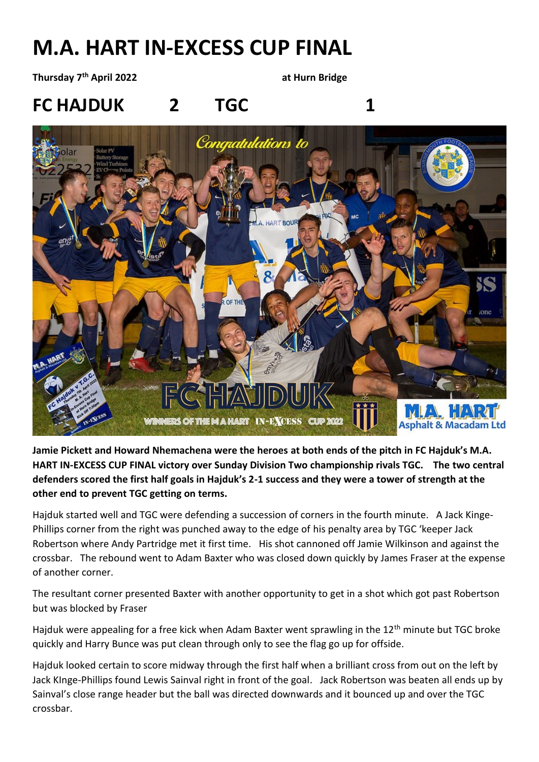# M.A. HART IN-EXCESS CUP FINAL

**Thursday 7th April 2022** **at Hurn Bridge**

## FC HAJDUK 2 TGC 1

**Jamie Pickett and Howard Nhemachena were the heroes at both ends of the pitch in FC Hajduk's M.A. HART IN-EXCESS CUP FINAL victory over Sunday Division Two championship rivals TGC. The two central defenders scored the first half goals in Hajduk's 2-1 success and they were a tower of strength at the other end to prevent TGC getting on terms.**

Hajduk started well and TGC were defending a succession of corners in the fourth minute. A Jack Kinge-Phillips corner from the right was punched away to the edge of his penalty area by TGC 'keeper Jack Robertson where Andy Partridge met it first time. His shot cannoned off Jamie Wilkinson and against the crossbar. The rebound went to Adam Baxter who was closed down quickly by James Fraser at the expense of another corner.

The resultant corner presented Baxter with another opportunity to get in a shot which got past Robertson but was blocked by Fraser

Hajduk were appealing for a free kick when Adam Baxter went sprawling in the 12th minute but TGC broke quickly and Harry Bunce was put clean through only to see the flag go up for offside.

Hajduk looked certain to score midway through the first half when a brilliant cross from out on the left by Jack KInge-Phillips found Lewis Sainval right in front of the goal. Jack Robertson was beaten all ends up by Sainval's close range header but the ball was directed downwards and it bounced up and over the TGC crossbar.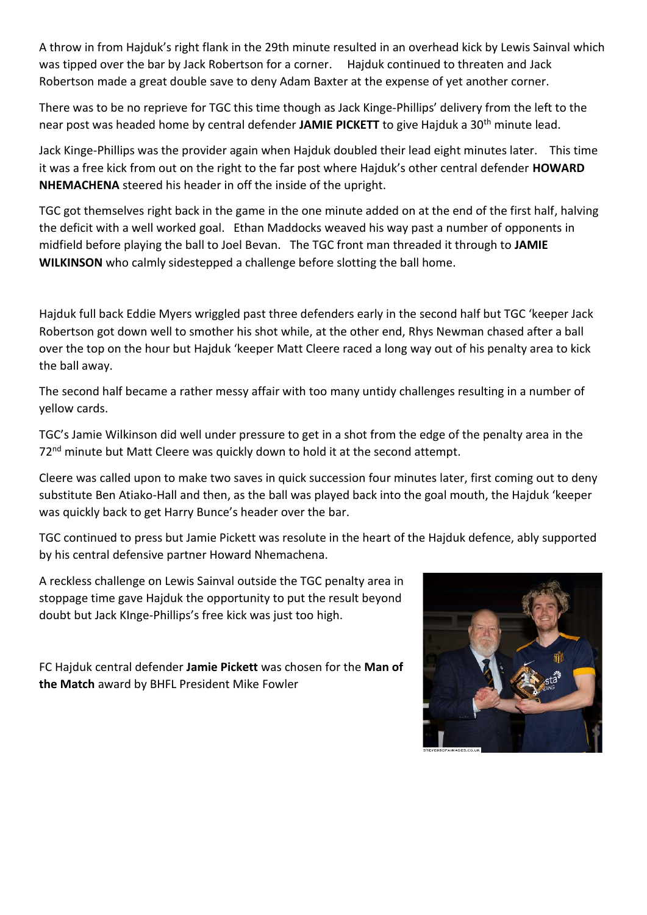A throw in from Hajduk's right flank in the 29th minute resulted in an overhead kick by Lewis Sainval which was tipped over the bar by Jack Robertson for a corner. Hajduk continued to threaten and Jack Robertson made a great double save to deny Adam Baxter at the expense of yet another corner.

There was to be no reprieve for TGC this time though as Jack Kinge-Phillips' delivery from the left to the near post was headed home by central defender **JAMIE PICKETT** to give Hajduk a 30th minute lead.

Jack Kinge-Phillips was the provider again when Hajduk doubled their lead eight minutes later. This time it was a free kick from out on the right to the far post where Hajduk's other central defender **HOWARD NHEMACHENA** steered his header in off the inside of the upright.

TGC got themselves right back in the game in the one minute added on at the end of the first half, halving the deficit with a well worked goal. Ethan Maddocks weaved his way past a number of opponents in midfield before playing the ball to Joel Bevan. The TGC front man threaded it through to **JAMIE WILKINSON** who calmly sidestepped a challenge before slotting the ball home.

Hajduk full back Eddie Myers wriggled past three defenders early in the second half but TGC 'keeper Jack Robertson got down well to smother his shot while, at the other end, Rhys Newman chased after a ball over the top on the hour but Hajduk 'keeper Matt Cleere raced a long way out of his penalty area to kick the ball away.

The second half became a rather messy affair with too many untidy challenges resulting in a number of yellow cards.

TGC's Jamie Wilkinson did well under pressure to get in a shot from the edge of the penalty area in the 72nd minute but Matt Cleere was quickly down to hold it at the second attempt.

Cleere was called upon to make two saves in quick succession four minutes later, first coming out to deny substitute Ben Atiako-Hall and then, as the ball was played back into the goal mouth, the Hajduk 'keeper was quickly back to get Harry Bunce's header over the bar.

TGC continued to press but Jamie Pickett was resolute in the heart of the Hajduk defence, ably supported by his central defensive partner Howard Nhemachena.

A reckless challenge on Lewis Sainval outside the TGC penalty area in stoppage time gave Hajduk the opportunity to put the result beyond doubt but Jack KInge-Phillips's free kick was just too high.

FC Hajduk central defender **Jamie Pickett** was chosen for the **Man of the Match** award by BHFL President Mike Fowler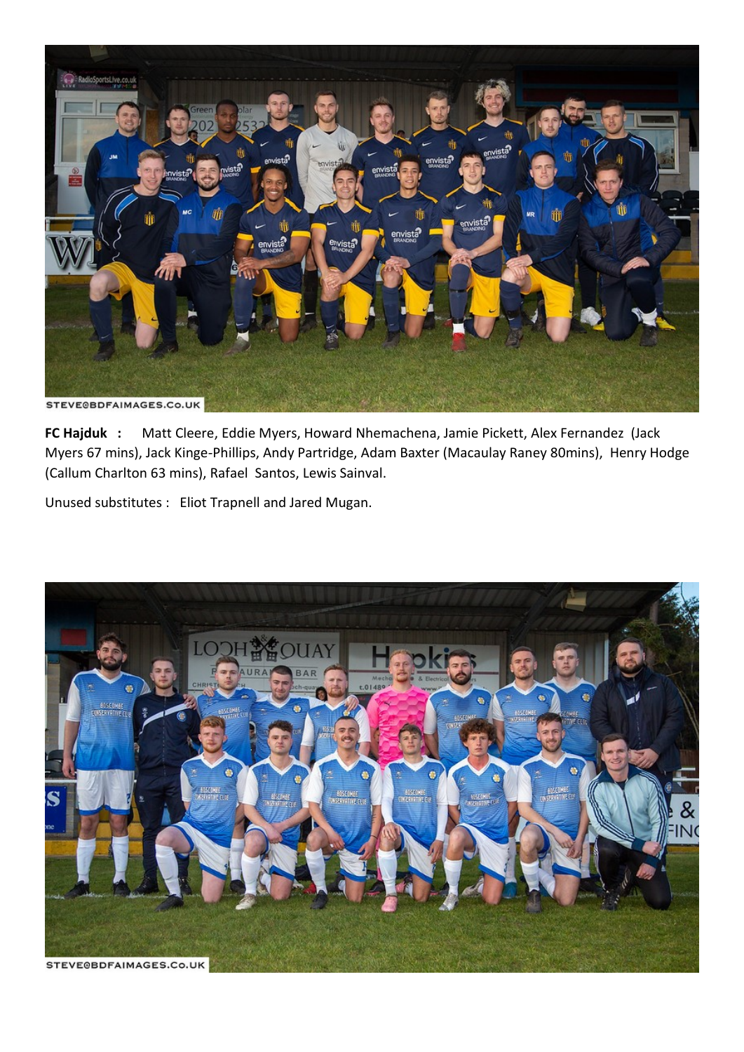**FC Hajduk :** Matt Cleere, Eddie Myers, Howard Nhemachena, Jamie Pickett, Alex Fernandez (Jack Myers 67 mins), Jack Kinge-Phillips, Andy Partridge, Adam Baxter (Macaulay Raney 80mins), Henry Hodge (Callum Charlton 63 mins), Rafael Santos, Lewis Sainval.

Unused substitutes : Eliot Trapnell and Jared Mugan.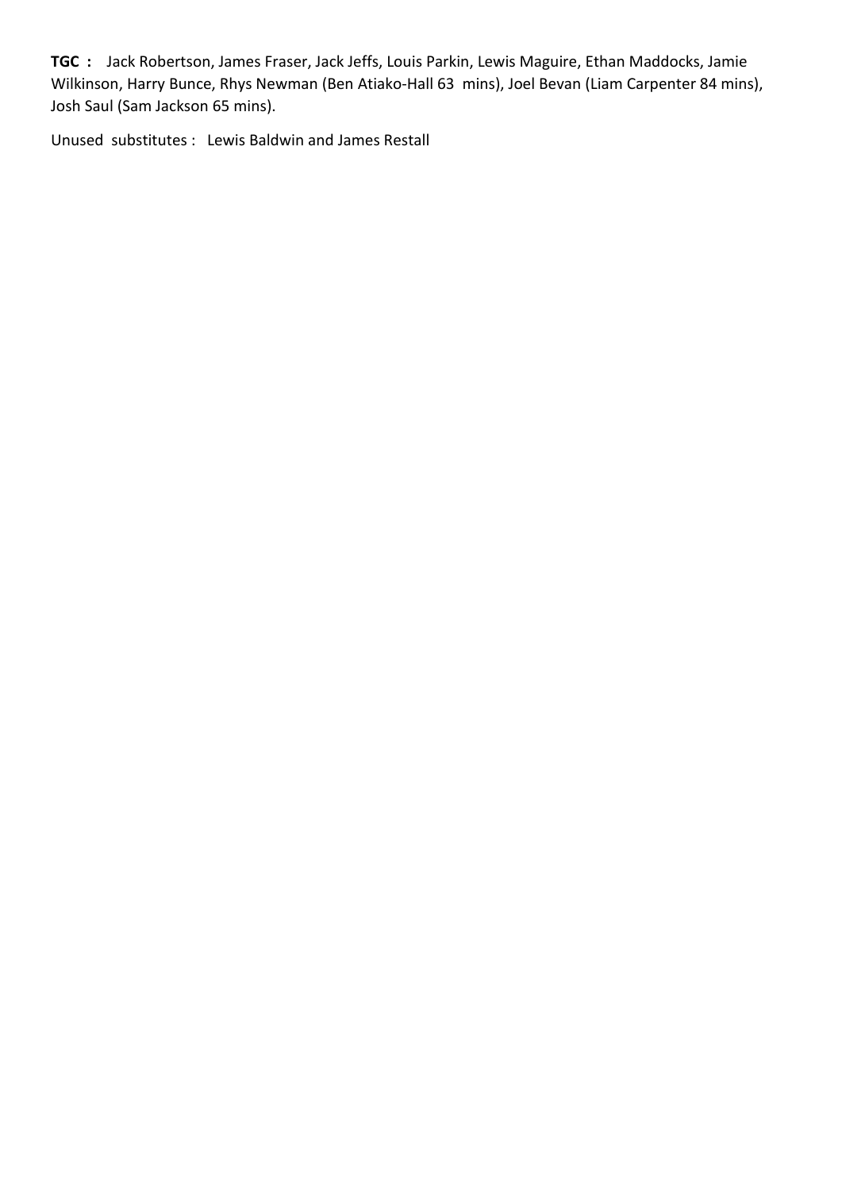**TGC :** Jack Robertson, James Fraser, Jack Jeffs, Louis Parkin, Lewis Maguire, Ethan Maddocks, Jamie Wilkinson, Harry Bunce, Rhys Newman (Ben Atiako-Hall 63 mins), Joel Bevan (Liam Carpenter 84 mins), Josh Saul (Sam Jackson 65 mins).

Unused substitutes : Lewis Baldwin and James Restall